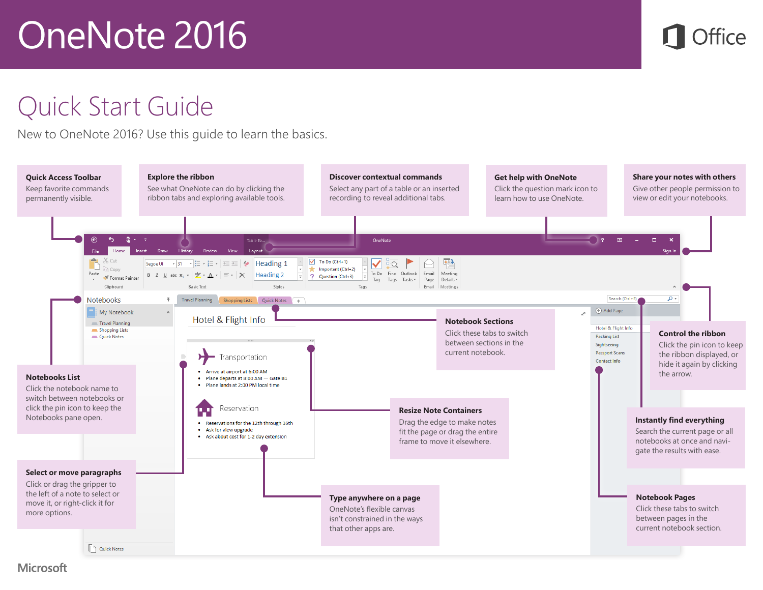# OneNote 2016

Office

# Quick Start Guide

New to OneNote 2016? Use this guide to learn the basics.

**Quick Access Toolbar**
Keep favorite commands permanently visible.

**Explore the ribbon**
See what OneNote can do by clicking the ribbon tabs and exploring available tools.

**Discover contextual commands**
Select any part of a table or an inserted recording to reveal additional tabs.

**Get help with OneNote**
Click the question mark icon to learn how to use OneNote.

**Share your notes with others**
Give other people permission to view or edit your notebooks.

**Notebooks List**
Click the notebook name to switch between notebooks or click the pin icon to keep the Notebooks pane open.

**Notebook Sections**
Click these tabs to switch between sections in the current notebook.

**Control the ribbon**
Click the pin icon to keep the ribbon displayed, or hide it again by clicking the arrow.

**Resize Note Containers**
Drag the edge to make notes fit the page or drag the entire frame to move it elsewhere.

**Instantly find everything**
Search the current page or all notebooks at once and navigate the results with ease.

**Select or move paragraphs**
Click or drag the gripper to the left of a note to select or move it, or right-click it for more options.

**Type anywhere on a page**
OneNote's flexible canvas isn't constrained in the ways that other apps are.

**Notebook Pages**
Click these tabs to switch between pages in the current notebook section.

Microsoft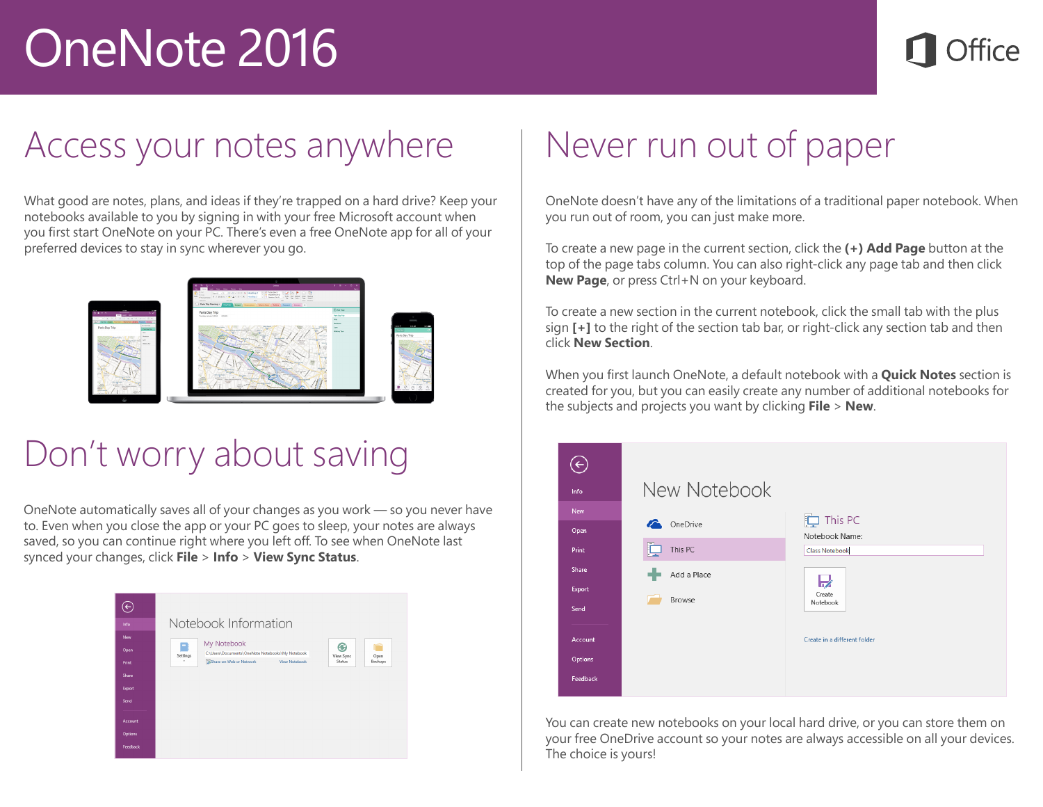# OneNote 2016

## Access your notes anywhere

What good are notes, plans, and ideas if they're trapped on a hard drive? Keep your notebooks available to you by signing in with your free Microsoft account when you first start OneNote on your PC. There's even a free OneNote app for all of your preferred devices to stay in sync wherever you go.

## Don't worry about saving

OneNote automatically saves all of your changes as you work — so you never have to. Even when you close the app or your PC goes to sleep, your notes are always saved, so you can continue right where you left off. To see when OneNote last synced your changes, click **File** > **Info** > **View Sync Status**.

## Never run out of paper

OneNote doesn't have any of the limitations of a traditional paper notebook. When you run out of room, you can just make more.

To create a new page in the current section, click the **(+) Add Page** button at the top of the page tabs column. You can also right-click any page tab and then click **New Page**, or press Ctrl+N on your keyboard.

To create a new section in the current notebook, click the small tab with the plus sign **[+]** to the right of the section tab bar, or right-click any section tab and then click **New Section**.

When you first launch OneNote, a default notebook with a **Quick Notes** section is created for you, but you can easily create any number of additional notebooks for the subjects and projects you want by clicking **File** > **New**.

You can create new notebooks on your local hard drive, or you can store them on your free OneDrive account so your notes are always accessible on all your devices. The choice is yours!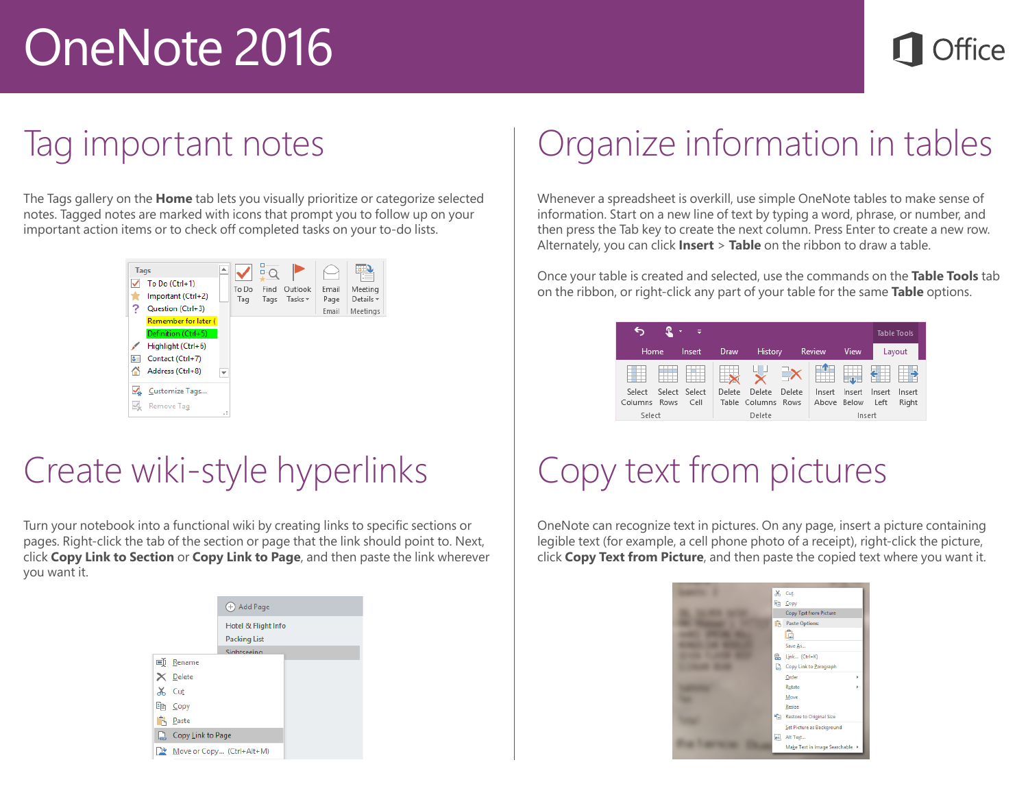# OneNote 2016

## Tag important notes

The Tags gallery on the **Home** tab lets you visually prioritize or categorize selected notes. Tagged notes are marked with icons that prompt you to follow up on your important action items or to check off completed tasks on your to-do lists.

## Organize information in tables

Whenever a spreadsheet is overkill, use simple OneNote tables to make sense of information. Start on a new line of text by typing a word, phrase, or number, and then press the Tab key to create the next column. Press Enter to create a new row. Alternately, you can click **Insert** > **Table** on the ribbon to draw a table.

Once your table is created and selected, use the commands on the **Table Tools** tab on the ribbon, or right-click any part of your table for the same **Table** options.

## Create wiki-style hyperlinks

Turn your notebook into a functional wiki by creating links to specific sections or pages. Right-click the tab of the section or page that the link should point to. Next, click **Copy Link to Section** or **Copy Link to Page**, and then paste the link wherever you want it.

## Copy text from pictures

OneNote can recognize text in pictures. On any page, insert a picture containing legible text (for example, a cell phone photo of a receipt), right-click the picture, click **Copy Text from Picture**, and then paste the copied text where you want it.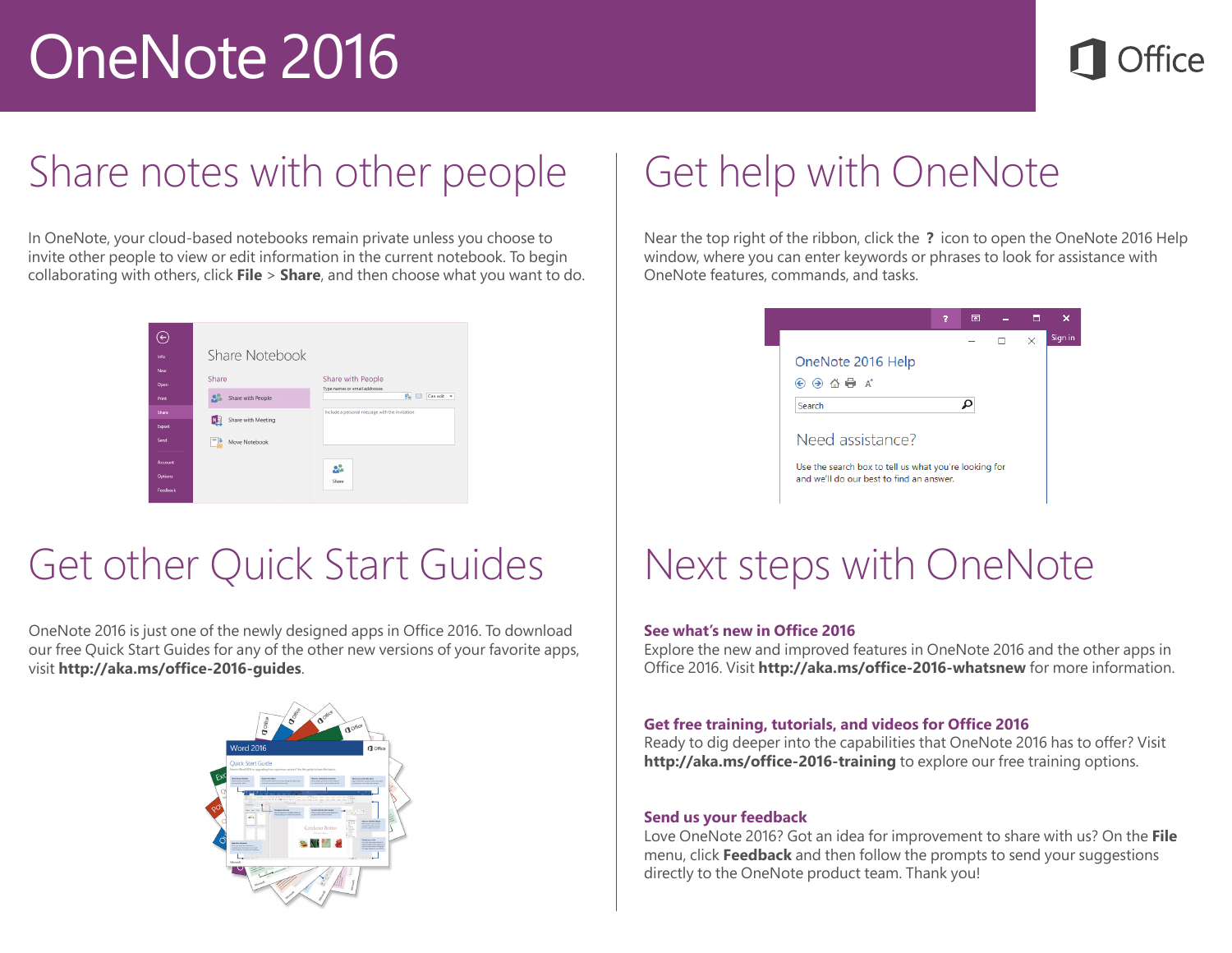# OneNote 2016

## Share notes with other people

In OneNote, your cloud-based notebooks remain private unless you choose to invite other people to view or edit information in the current notebook. To begin collaborating with others, click **File** > **Share**, and then choose what you want to do.

## Get other Quick Start Guides

OneNote 2016 is just one of the newly designed apps in Office 2016. To download our free Quick Start Guides for any of the other new versions of your favorite apps, visit **http://aka.ms/office-2016-guides**.

## Get help with OneNote

Near the top right of the ribbon, click the **?** icon to open the OneNote 2016 Help window, where you can enter keywords or phrases to look for assistance with OneNote features, commands, and tasks.

## Next steps with OneNote

**See what's new in Office 2016**
Explore the new and improved features in OneNote 2016 and the other apps in Office 2016. Visit **http://aka.ms/office-2016-whatsnew** for more information.

**Get free training, tutorials, and videos for Office 2016**
Ready to dig deeper into the capabilities that OneNote 2016 has to offer? Visit **http://aka.ms/office-2016-training** to explore our free training options.

**Send us your feedback**
Love OneNote 2016? Got an idea for improvement to share with us? On the **File** menu, click **Feedback** and then follow the prompts to send your suggestions directly to the OneNote product team. Thank you!